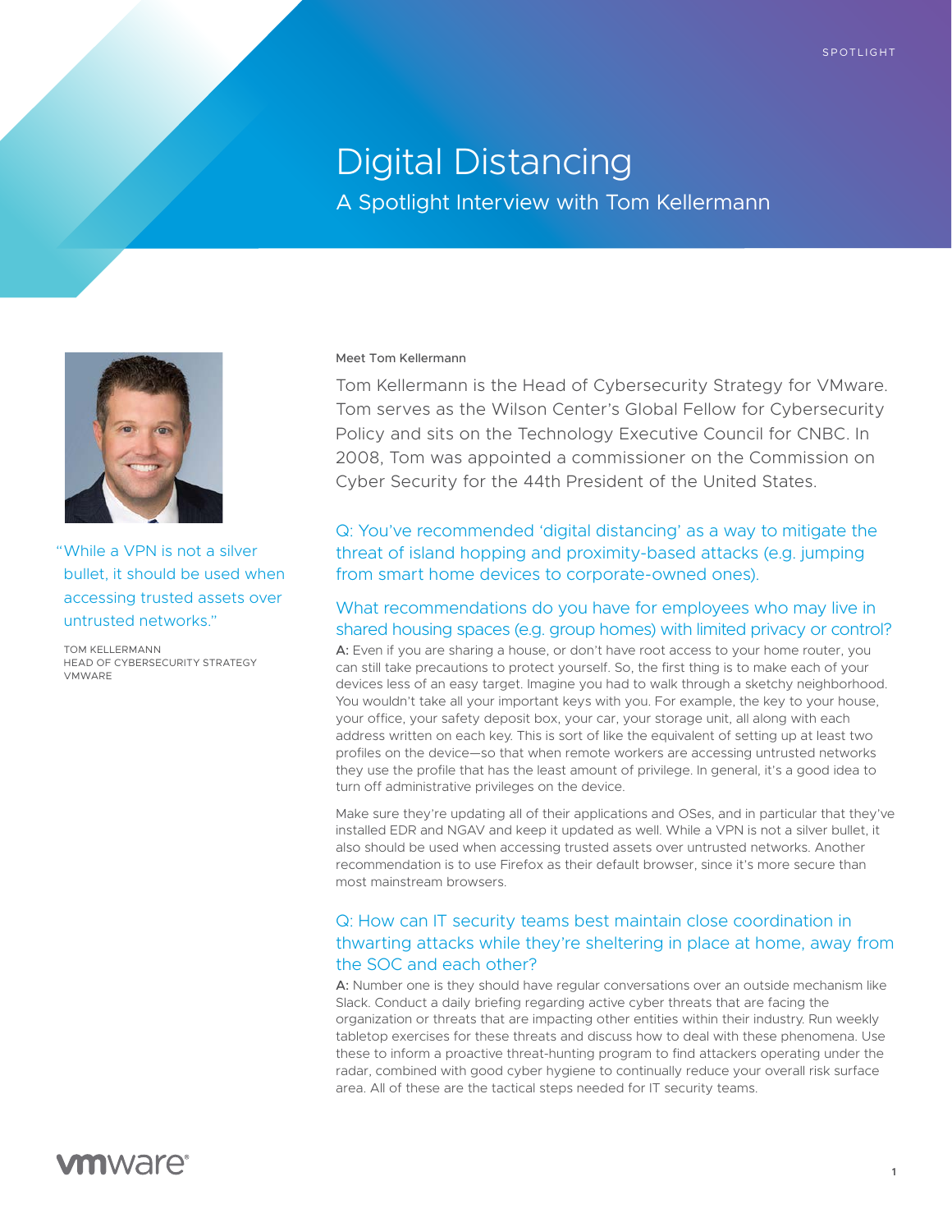SPOTLIGHT

# Digital Distancing

## A Spotlight Interview with Tom Kellermann

"While a VPN is not a silver bullet, it should be used when accessing trusted assets over untrusted networks."

TOM KELLERMANN
HEAD OF CYBERSECURITY STRATEGY
VMWARE

### Meet Tom Kellermann

Tom Kellermann is the Head of Cybersecurity Strategy for VMware. Tom serves as the Wilson Center's Global Fellow for Cybersecurity Policy and sits on the Technology Executive Council for CNBC. In 2008, Tom was appointed a commissioner on the Commission on Cyber Security for the 44th President of the United States.

### Q: You've recommended 'digital distancing' as a way to mitigate the threat of island hopping and proximity-based attacks (e.g. jumping from smart home devices to corporate-owned ones).

### What recommendations do you have for employees who may live in shared housing spaces (e.g. group homes) with limited privacy or control?

**A:** Even if you are sharing a house, or don't have root access to your home router, you can still take precautions to protect yourself. So, the first thing is to make each of your devices less of an easy target. Imagine you had to walk through a sketchy neighborhood. You wouldn't take all your important keys with you. For example, the key to your house, your office, your safety deposit box, your car, your storage unit, all along with each address written on each key. This is sort of like the equivalent of setting up at least two profiles on the device—so that when remote workers are accessing untrusted networks they use the profile that has the least amount of privilege. In general, it's a good idea to turn off administrative privileges on the device.

Make sure they're updating all of their applications and OSes, and in particular that they've installed EDR and NGAV and keep it updated as well. While a VPN is not a silver bullet, it also should be used when accessing trusted assets over untrusted networks. Another recommendation is to use Firefox as their default browser, since it's more secure than most mainstream browsers.

### Q: How can IT security teams best maintain close coordination in thwarting attacks while they're sheltering in place at home, away from the SOC and each other?

**A:** Number one is they should have regular conversations over an outside mechanism like Slack. Conduct a daily briefing regarding active cyber threats that are facing the organization or threats that are impacting other entities within their industry. Run weekly tabletop exercises for these threats and discuss how to deal with these phenomena. Use these to inform a proactive threat-hunting program to find attackers operating under the radar, combined with good cyber hygiene to continually reduce your overall risk surface area. All of these are the tactical steps needed for IT security teams.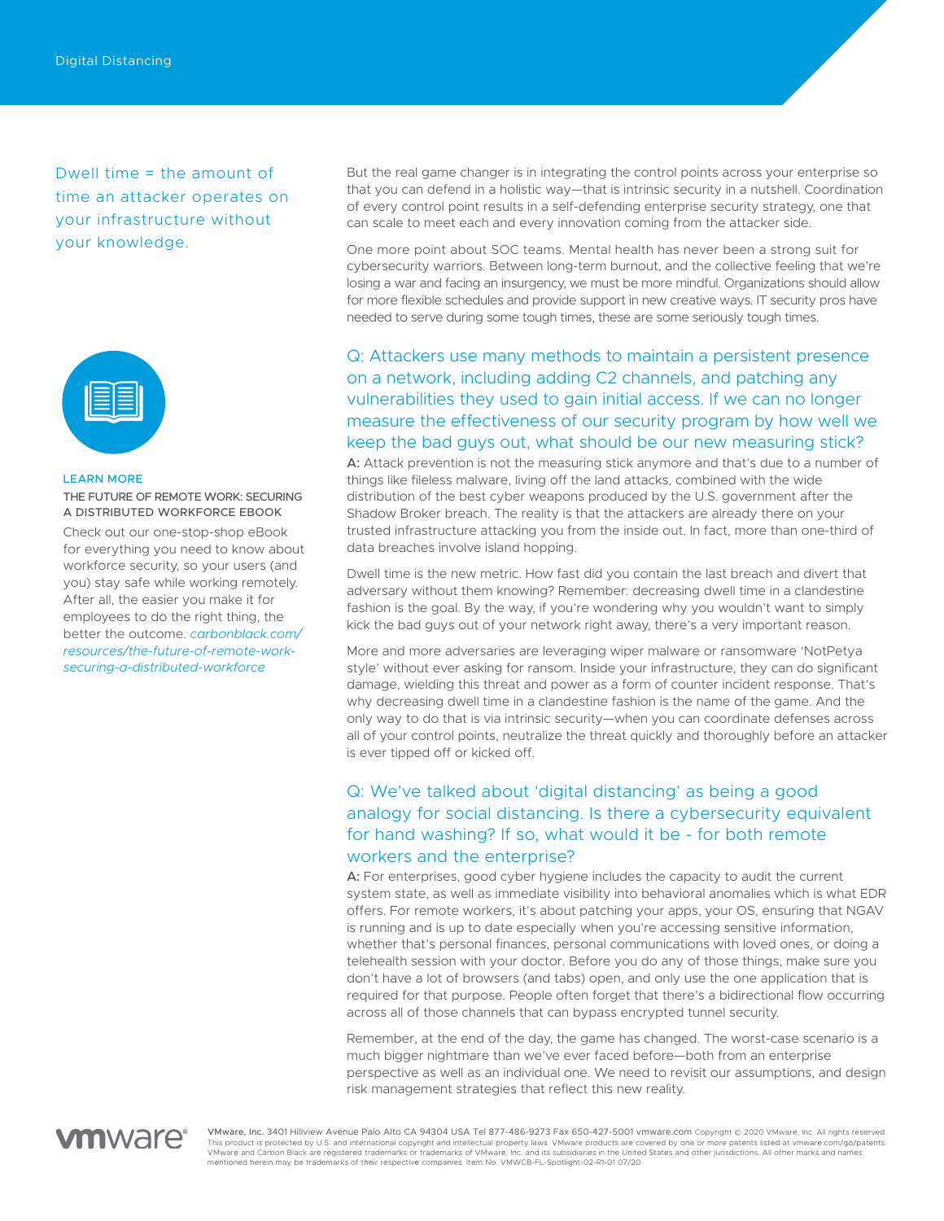Dwell time = the amount of time an attacker operates on your infrastructure without your knowledge.

But the real game changer is in integrating the control points across your enterprise so that you can defend in a holistic way—that is intrinsic security in a nutshell. Coordination of every control point results in a self-defending enterprise security strategy, one that can scale to meet each and every innovation coming from the attacker side.

One more point about SOC teams. Mental health has never been a strong suit for cybersecurity warriors. Between long-term burnout, and the collective feeling that we're losing a war and facing an insurgency, we must be more mindful. Organizations should allow for more flexible schedules and provide support in new creative ways. IT security pros have needed to serve during some tough times, these are some seriously tough times.

## Q: Attackers use many methods to maintain a persistent presence on a network, including adding C2 channels, and patching any vulnerabilities they used to gain initial access. If we can no longer measure the effectiveness of our security program by how well we keep the bad guys out, what should be our new measuring stick?

**A:** Attack prevention is not the measuring stick anymore and that's due to a number of things like fileless malware, living off the land attacks, combined with the wide distribution of the best cyber weapons produced by the U.S. government after the Shadow Broker breach. The reality is that the attackers are already there on your trusted infrastructure attacking you from the inside out. In fact, more than one-third of data breaches involve island hopping.

Dwell time is the new metric. How fast did you contain the last breach and divert that adversary without them knowing? Remember: decreasing dwell time in a clandestine fashion is the goal. By the way, if you're wondering why you wouldn't want to simply kick the bad guys out of your network right away, there's a very important reason.

More and more adversaries are leveraging wiper malware or ransomware 'NotPetya style' without ever asking for ransom. Inside your infrastructure, they can do significant damage, wielding this threat and power as a form of counter incident response. That's why decreasing dwell time in a clandestine fashion is the name of the game. And the only way to do that is via intrinsic security—when you can coordinate defenses across all of your control points, neutralize the threat quickly and thoroughly before an attacker is ever tipped off or kicked off.

## Q: We've talked about 'digital distancing' as being a good analogy for social distancing. Is there a cybersecurity equivalent for hand washing? If so, what would it be - for both remote workers and the enterprise?

**A:** For enterprises, good cyber hygiene includes the capacity to audit the current system state, as well as immediate visibility into behavioral anomalies which is what EDR offers. For remote workers, it's about patching your apps, your OS, ensuring that NGAV is running and is up to date especially when you're accessing sensitive information, whether that's personal finances, personal communications with loved ones, or doing a telehealth session with your doctor. Before you do any of those things, make sure you don't have a lot of browsers (and tabs) open, and only use the one application that is required for that purpose. People often forget that there's a bidirectional flow occurring across all of those channels that can bypass encrypted tunnel security.

Remember, at the end of the day, the game has changed. The worst-case scenario is a much bigger nightmare than we've ever faced before—both from an enterprise perspective as well as an individual one. We need to revisit our assumptions, and design risk management strategies that reflect this new reality.

LEARN MORE

THE FUTURE OF REMOTE WORK: SECURING A DISTRIBUTED WORKFORCE EBOOK

Check out our one-stop-shop eBook for everything you need to know about workforce security, so your users (and you) stay safe while working remotely. After all, the easier you make it for employees to do the right thing, the better the outcome. *carbonblack.com/resources/the-future-of-remote-work-securing-a-distributed-workforce*

VMware, Inc. 3401 Hillview Avenue Palo Alto CA 94304 USA Tel 877-486-9273 Fax 650-427-5001 vmware.com Copyright © 2020 VMware, Inc. All rights reserved. This product is protected by U.S. and international copyright and intellectual property laws. VMware products are covered by one or more patents listed at vmware.com/go/patents. VMware and Carbon Black are registered trademarks or trademarks of VMware, Inc. and its subsidiaries in the United States and other jurisdictions. All other marks and names mentioned herein may be trademarks of their respective companies. Item No: VMWCB-FL-Spotlight-02-R1-01 07/20